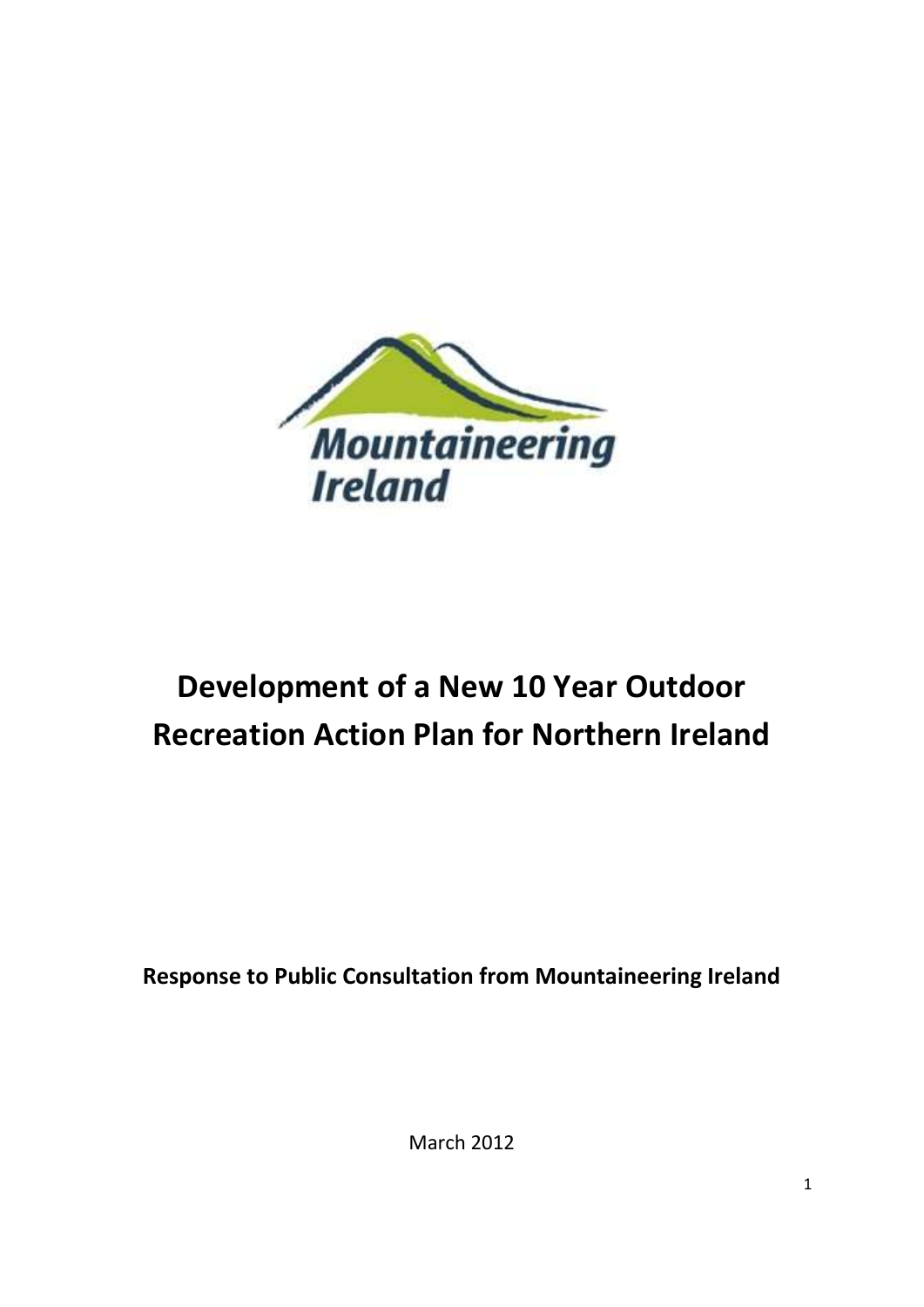Mountaineering Ireland

# Development of a New 10 Year Outdoor Recreation Action Plan for Northern Ireland

**Response to Public Consultation from Mountaineering Ireland**

March 2012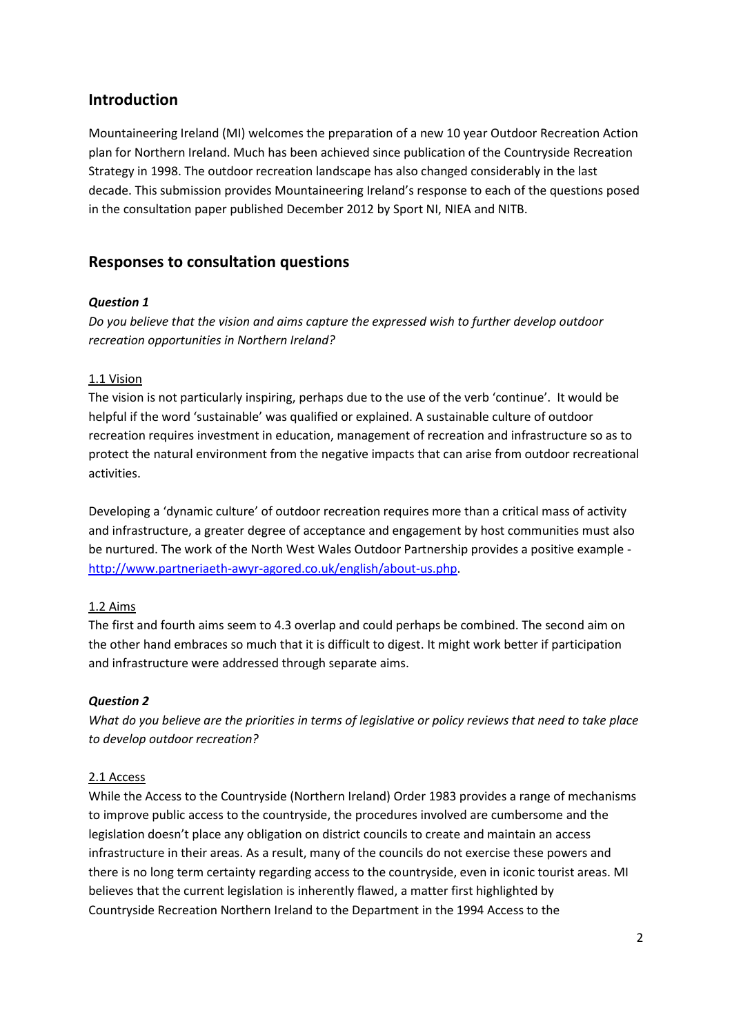## Introduction

Mountaineering Ireland (MI) welcomes the preparation of a new 10 year Outdoor Recreation Action plan for Northern Ireland. Much has been achieved since publication of the Countryside Recreation Strategy in 1998. The outdoor recreation landscape has also changed considerably in the last decade. This submission provides Mountaineering Ireland's response to each of the questions posed in the consultation paper published December 2012 by Sport NI, NIEA and NITB.

## Responses to consultation questions

***Question 1***

*Do you believe that the vision and aims capture the expressed wish to further develop outdoor recreation opportunities in Northern Ireland?*

<u>1.1 Vision</u>

The vision is not particularly inspiring, perhaps due to the use of the verb 'continue'. It would be helpful if the word 'sustainable' was qualified or explained. A sustainable culture of outdoor recreation requires investment in education, management of recreation and infrastructure so as to protect the natural environment from the negative impacts that can arise from outdoor recreational activities.

Developing a 'dynamic culture' of outdoor recreation requires more than a critical mass of activity and infrastructure, a greater degree of acceptance and engagement by host communities must also be nurtured. The work of the North West Wales Outdoor Partnership provides a positive example - [http://www.partneriaeth-awyr-agored.co.uk/english/about-us.php](http://www.partneriaeth-awyr-agored.co.uk/english/about-us.php).

<u>1.2 Aims</u>

The first and fourth aims seem to 4.3 overlap and could perhaps be combined. The second aim on the other hand embraces so much that it is difficult to digest. It might work better if participation and infrastructure were addressed through separate aims.

***Question 2***

*What do you believe are the priorities in terms of legislative or policy reviews that need to take place to develop outdoor recreation?*

<u>2.1 Access</u>

While the Access to the Countryside (Northern Ireland) Order 1983 provides a range of mechanisms to improve public access to the countryside, the procedures involved are cumbersome and the legislation doesn't place any obligation on district councils to create and maintain an access infrastructure in their areas. As a result, many of the councils do not exercise these powers and there is no long term certainty regarding access to the countryside, even in iconic tourist areas. MI believes that the current legislation is inherently flawed, a matter first highlighted by Countryside Recreation Northern Ireland to the Department in the 1994 Access to the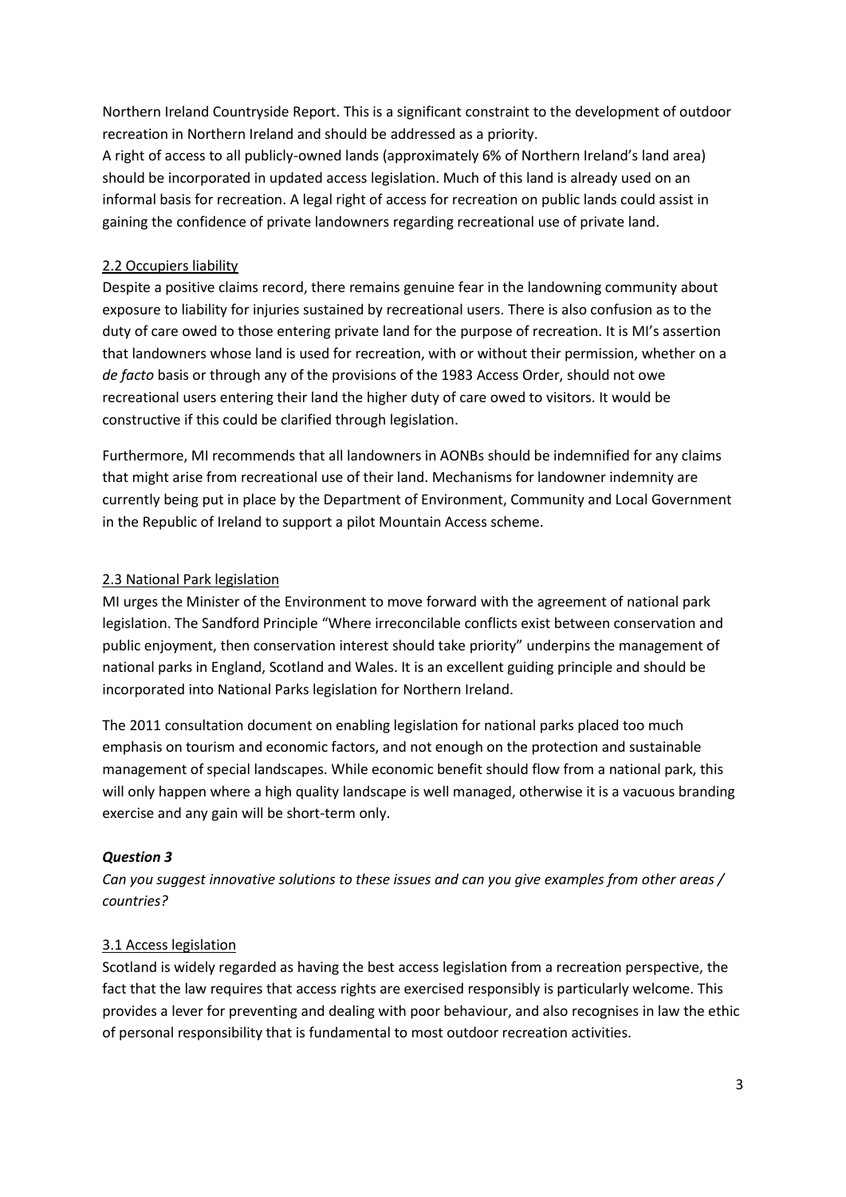Northern Ireland Countryside Report. This is a significant constraint to the development of outdoor recreation in Northern Ireland and should be addressed as a priority.
A right of access to all publicly-owned lands (approximately 6% of Northern Ireland's land area) should be incorporated in updated access legislation. Much of this land is already used on an informal basis for recreation. A legal right of access for recreation on public lands could assist in gaining the confidence of private landowners regarding recreational use of private land.

## 2.2 Occupiers liability

Despite a positive claims record, there remains genuine fear in the landowning community about exposure to liability for injuries sustained by recreational users. There is also confusion as to the duty of care owed to those entering private land for the purpose of recreation. It is MI's assertion that landowners whose land is used for recreation, with or without their permission, whether on a *de facto* basis or through any of the provisions of the 1983 Access Order, should not owe recreational users entering their land the higher duty of care owed to visitors. It would be constructive if this could be clarified through legislation.

Furthermore, MI recommends that all landowners in AONBs should be indemnified for any claims that might arise from recreational use of their land. Mechanisms for landowner indemnity are currently being put in place by the Department of Environment, Community and Local Government in the Republic of Ireland to support a pilot Mountain Access scheme.

## 2.3 National Park legislation

MI urges the Minister of the Environment to move forward with the agreement of national park legislation. The Sandford Principle "Where irreconcilable conflicts exist between conservation and public enjoyment, then conservation interest should take priority" underpins the management of national parks in England, Scotland and Wales. It is an excellent guiding principle and should be incorporated into National Parks legislation for Northern Ireland.

The 2011 consultation document on enabling legislation for national parks placed too much emphasis on tourism and economic factors, and not enough on the protection and sustainable management of special landscapes. While economic benefit should flow from a national park, this will only happen where a high quality landscape is well managed, otherwise it is a vacuous branding exercise and any gain will be short-term only.

### *Question 3*

*Can you suggest innovative solutions to these issues and can you give examples from other areas / countries?*

## 3.1 Access legislation

Scotland is widely regarded as having the best access legislation from a recreation perspective, the fact that the law requires that access rights are exercised responsibly is particularly welcome. This provides a lever for preventing and dealing with poor behaviour, and also recognises in law the ethic of personal responsibility that is fundamental to most outdoor recreation activities.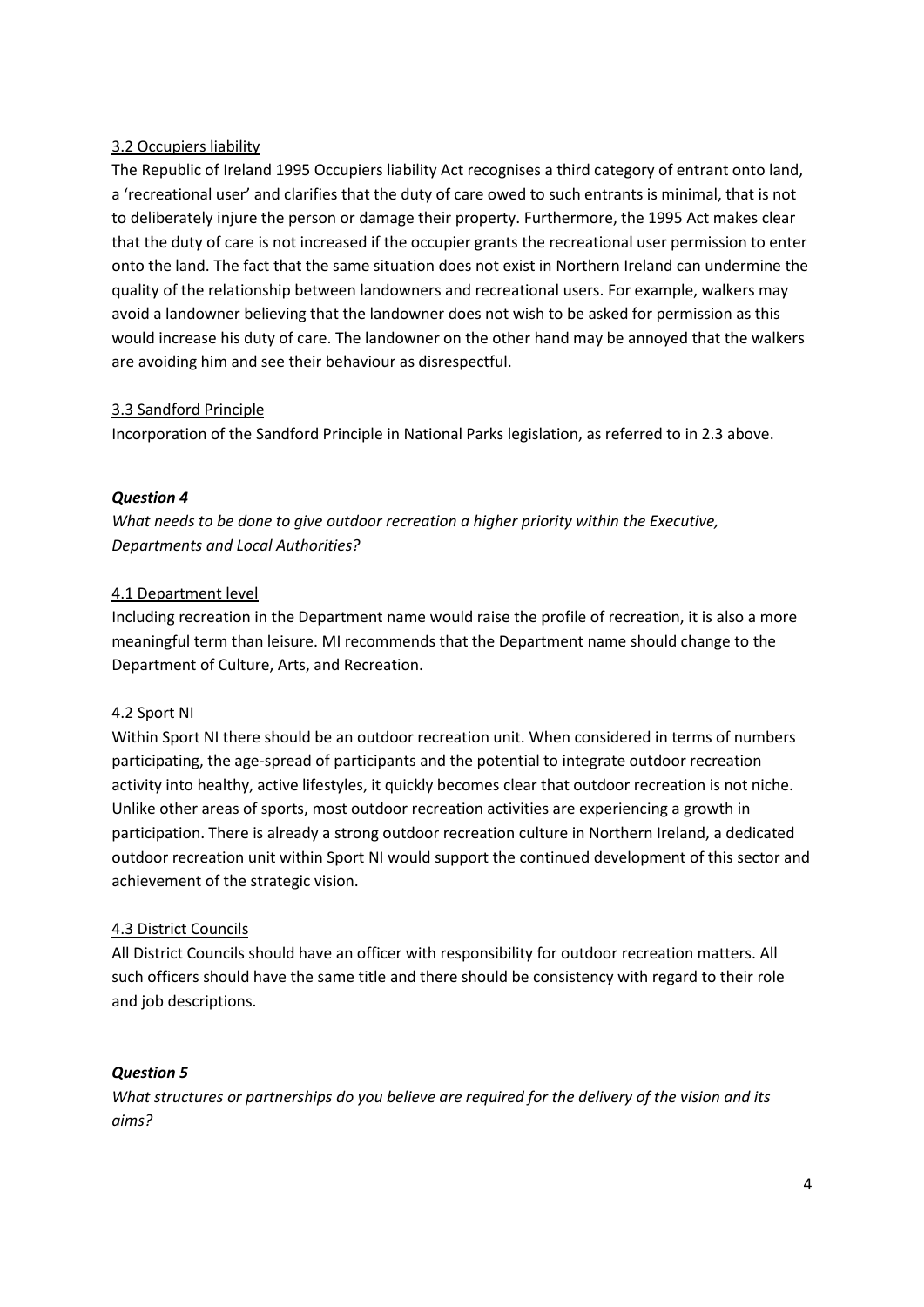3.2 Occupiers liability

The Republic of Ireland 1995 Occupiers liability Act recognises a third category of entrant onto land, a 'recreational user' and clarifies that the duty of care owed to such entrants is minimal, that is not to deliberately injure the person or damage their property. Furthermore, the 1995 Act makes clear that the duty of care is not increased if the occupier grants the recreational user permission to enter onto the land. The fact that the same situation does not exist in Northern Ireland can undermine the quality of the relationship between landowners and recreational users. For example, walkers may avoid a landowner believing that the landowner does not wish to be asked for permission as this would increase his duty of care. The landowner on the other hand may be annoyed that the walkers are avoiding him and see their behaviour as disrespectful.

3.3 Sandford Principle

Incorporation of the Sandford Principle in National Parks legislation, as referred to in 2.3 above.

***Question 4***

*What needs to be done to give outdoor recreation a higher priority within the Executive, Departments and Local Authorities?*

4.1 Department level

Including recreation in the Department name would raise the profile of recreation, it is also a more meaningful term than leisure. MI recommends that the Department name should change to the Department of Culture, Arts, and Recreation.

4.2 Sport NI

Within Sport NI there should be an outdoor recreation unit. When considered in terms of numbers participating, the age-spread of participants and the potential to integrate outdoor recreation activity into healthy, active lifestyles, it quickly becomes clear that outdoor recreation is not niche. Unlike other areas of sports, most outdoor recreation activities are experiencing a growth in participation. There is already a strong outdoor recreation culture in Northern Ireland, a dedicated outdoor recreation unit within Sport NI would support the continued development of this sector and achievement of the strategic vision.

4.3 District Councils

All District Councils should have an officer with responsibility for outdoor recreation matters. All such officers should have the same title and there should be consistency with regard to their role and job descriptions.

***Question 5***

*What structures or partnerships do you believe are required for the delivery of the vision and its aims?*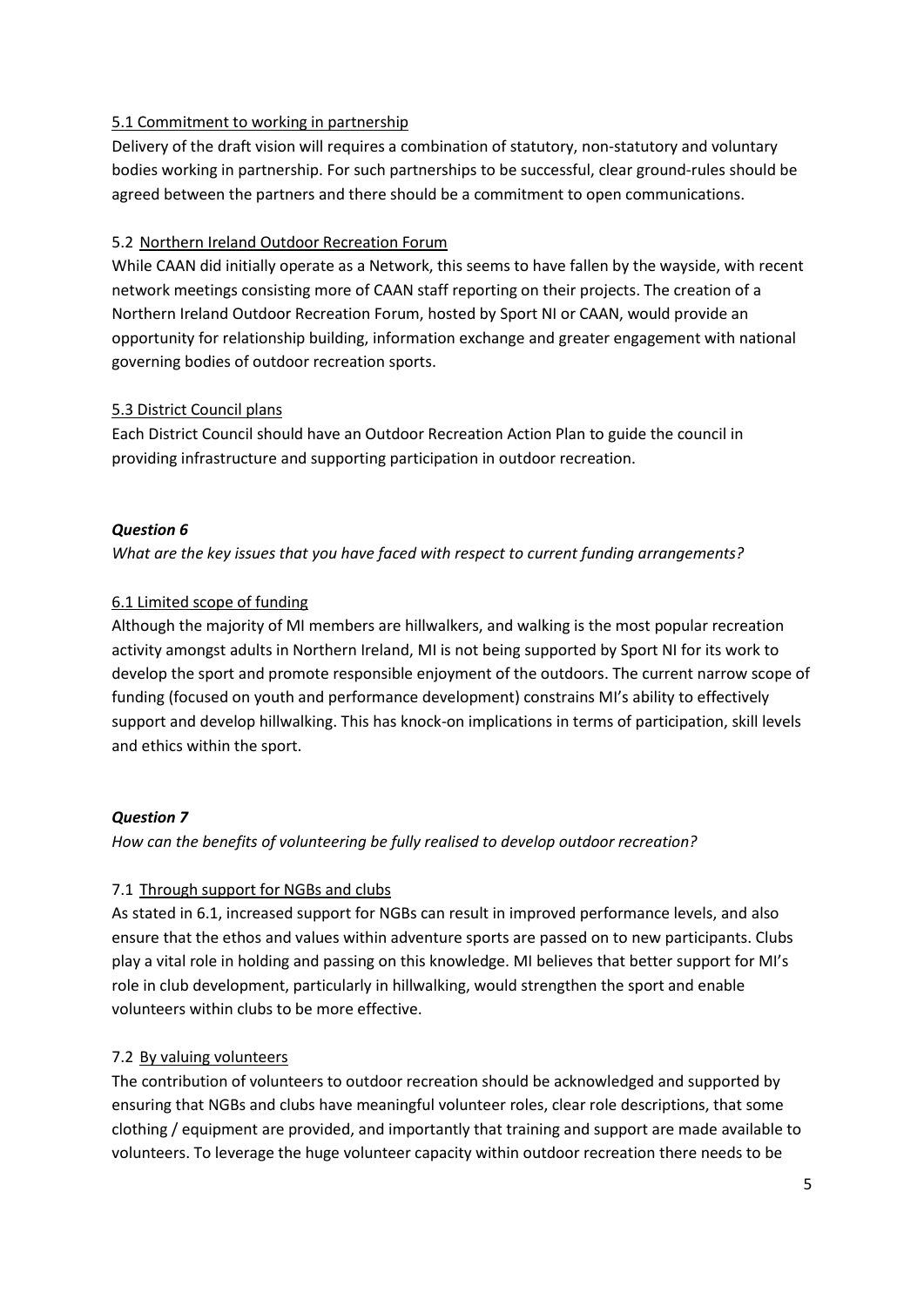5.1 Commitment to working in partnership

Delivery of the draft vision will requires a combination of statutory, non-statutory and voluntary bodies working in partnership. For such partnerships to be successful, clear ground-rules should be agreed between the partners and there should be a commitment to open communications.

5.2 Northern Ireland Outdoor Recreation Forum

While CAAN did initially operate as a Network, this seems to have fallen by the wayside, with recent network meetings consisting more of CAAN staff reporting on their projects. The creation of a Northern Ireland Outdoor Recreation Forum, hosted by Sport NI or CAAN, would provide an opportunity for relationship building, information exchange and greater engagement with national governing bodies of outdoor recreation sports.

5.3 District Council plans

Each District Council should have an Outdoor Recreation Action Plan to guide the council in providing infrastructure and supporting participation in outdoor recreation.

***Question 6***

*What are the key issues that you have faced with respect to current funding arrangements?*

6.1 Limited scope of funding

Although the majority of MI members are hillwalkers, and walking is the most popular recreation activity amongst adults in Northern Ireland, MI is not being supported by Sport NI for its work to develop the sport and promote responsible enjoyment of the outdoors. The current narrow scope of funding (focused on youth and performance development) constrains MI's ability to effectively support and develop hillwalking. This has knock-on implications in terms of participation, skill levels and ethics within the sport.

***Question 7***

*How can the benefits of volunteering be fully realised to develop outdoor recreation?*

7.1 Through support for NGBs and clubs

As stated in 6.1, increased support for NGBs can result in improved performance levels, and also ensure that the ethos and values within adventure sports are passed on to new participants. Clubs play a vital role in holding and passing on this knowledge. MI believes that better support for MI's role in club development, particularly in hillwalking, would strengthen the sport and enable volunteers within clubs to be more effective.

7.2 By valuing volunteers

The contribution of volunteers to outdoor recreation should be acknowledged and supported by ensuring that NGBs and clubs have meaningful volunteer roles, clear role descriptions, that some clothing / equipment are provided, and importantly that training and support are made available to volunteers. To leverage the huge volunteer capacity within outdoor recreation there needs to be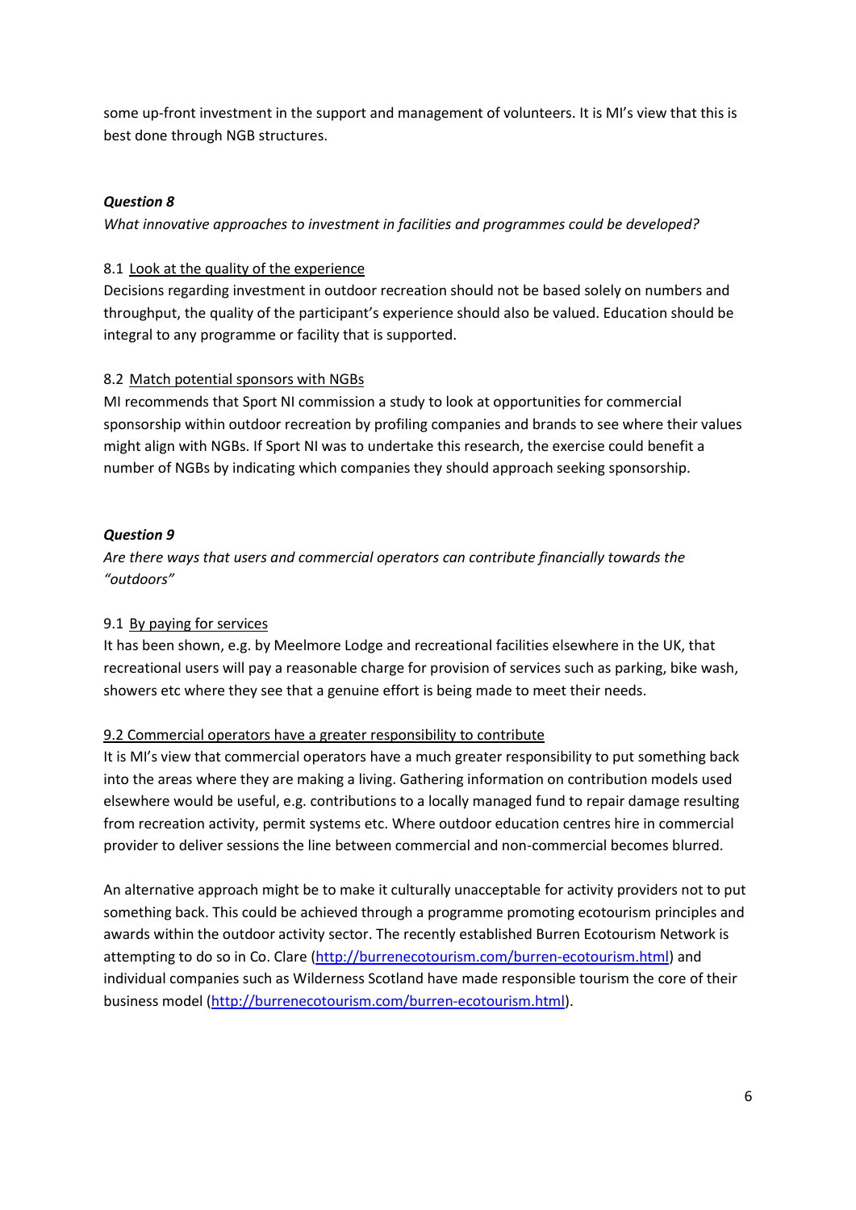some up-front investment in the support and management of volunteers. It is MI's view that this is best done through NGB structures.

### ***Question 8***

*What innovative approaches to investment in facilities and programmes could be developed?*

8.1 Look at the quality of the experience

Decisions regarding investment in outdoor recreation should not be based solely on numbers and throughput, the quality of the participant's experience should also be valued. Education should be integral to any programme or facility that is supported.

8.2 Match potential sponsors with NGBs

MI recommends that Sport NI commission a study to look at opportunities for commercial sponsorship within outdoor recreation by profiling companies and brands to see where their values might align with NGBs. If Sport NI was to undertake this research, the exercise could benefit a number of NGBs by indicating which companies they should approach seeking sponsorship.

### ***Question 9***

*Are there ways that users and commercial operators can contribute financially towards the "outdoors"*

9.1 By paying for services

It has been shown, e.g. by Meelmore Lodge and recreational facilities elsewhere in the UK, that recreational users will pay a reasonable charge for provision of services such as parking, bike wash, showers etc where they see that a genuine effort is being made to meet their needs.

9.2 Commercial operators have a greater responsibility to contribute

It is MI's view that commercial operators have a much greater responsibility to put something back into the areas where they are making a living. Gathering information on contribution models used elsewhere would be useful, e.g. contributions to a locally managed fund to repair damage resulting from recreation activity, permit systems etc. Where outdoor education centres hire in commercial provider to deliver sessions the line between commercial and non-commercial becomes blurred.

An alternative approach might be to make it culturally unacceptable for activity providers not to put something back. This could be achieved through a programme promoting ecotourism principles and awards within the outdoor activity sector. The recently established Burren Ecotourism Network is attempting to do so in Co. Clare (http://burrenecotourism.com/burren-ecotourism.html) and individual companies such as Wilderness Scotland have made responsible tourism the core of their business model (http://burrenecotourism.com/burren-ecotourism.html).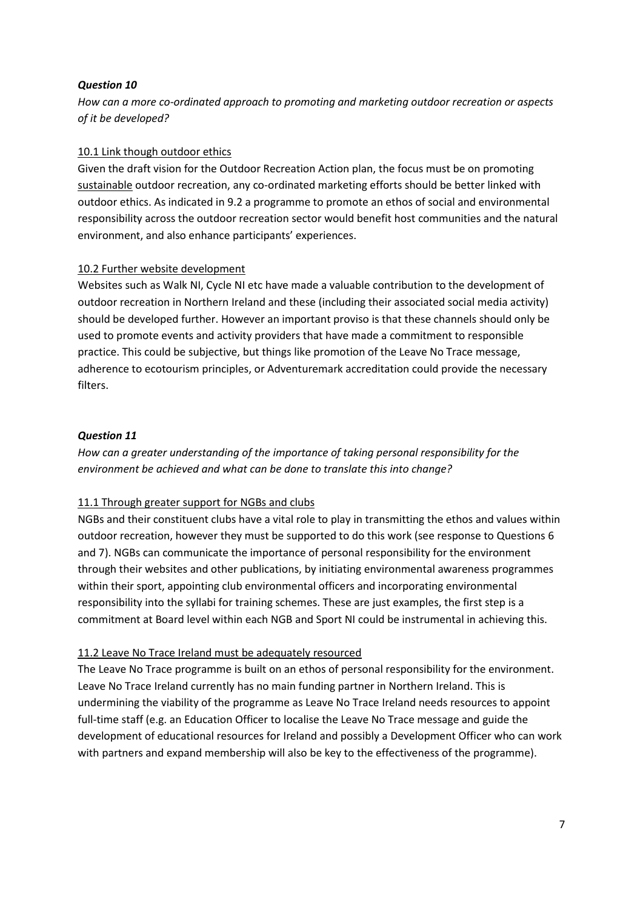### *Question 10*

*How can a more co-ordinated approach to promoting and marketing outdoor recreation or aspects of it be developed?*

<u>10.1 Link though outdoor ethics</u>

Given the draft vision for the Outdoor Recreation Action plan, the focus must be on promoting <u>sustainable</u> outdoor recreation, any co-ordinated marketing efforts should be better linked with outdoor ethics. As indicated in 9.2 a programme to promote an ethos of social and environmental responsibility across the outdoor recreation sector would benefit host communities and the natural environment, and also enhance participants' experiences.

<u>10.2 Further website development</u>

Websites such as Walk NI, Cycle NI etc have made a valuable contribution to the development of outdoor recreation in Northern Ireland and these (including their associated social media activity) should be developed further. However an important proviso is that these channels should only be used to promote events and activity providers that have made a commitment to responsible practice. This could be subjective, but things like promotion of the Leave No Trace message, adherence to ecotourism principles, or Adventuremark accreditation could provide the necessary filters.

### *Question 11*

*How can a greater understanding of the importance of taking personal responsibility for the environment be achieved and what can be done to translate this into change?*

<u>11.1 Through greater support for NGBs and clubs</u>

NGBs and their constituent clubs have a vital role to play in transmitting the ethos and values within outdoor recreation, however they must be supported to do this work (see response to Questions 6 and 7). NGBs can communicate the importance of personal responsibility for the environment through their websites and other publications, by initiating environmental awareness programmes within their sport, appointing club environmental officers and incorporating environmental responsibility into the syllabi for training schemes. These are just examples, the first step is a commitment at Board level within each NGB and Sport NI could be instrumental in achieving this.

<u>11.2 Leave No Trace Ireland must be adequately resourced</u>

The Leave No Trace programme is built on an ethos of personal responsibility for the environment. Leave No Trace Ireland currently has no main funding partner in Northern Ireland. This is undermining the viability of the programme as Leave No Trace Ireland needs resources to appoint full-time staff (e.g. an Education Officer to localise the Leave No Trace message and guide the development of educational resources for Ireland and possibly a Development Officer who can work with partners and expand membership will also be key to the effectiveness of the programme).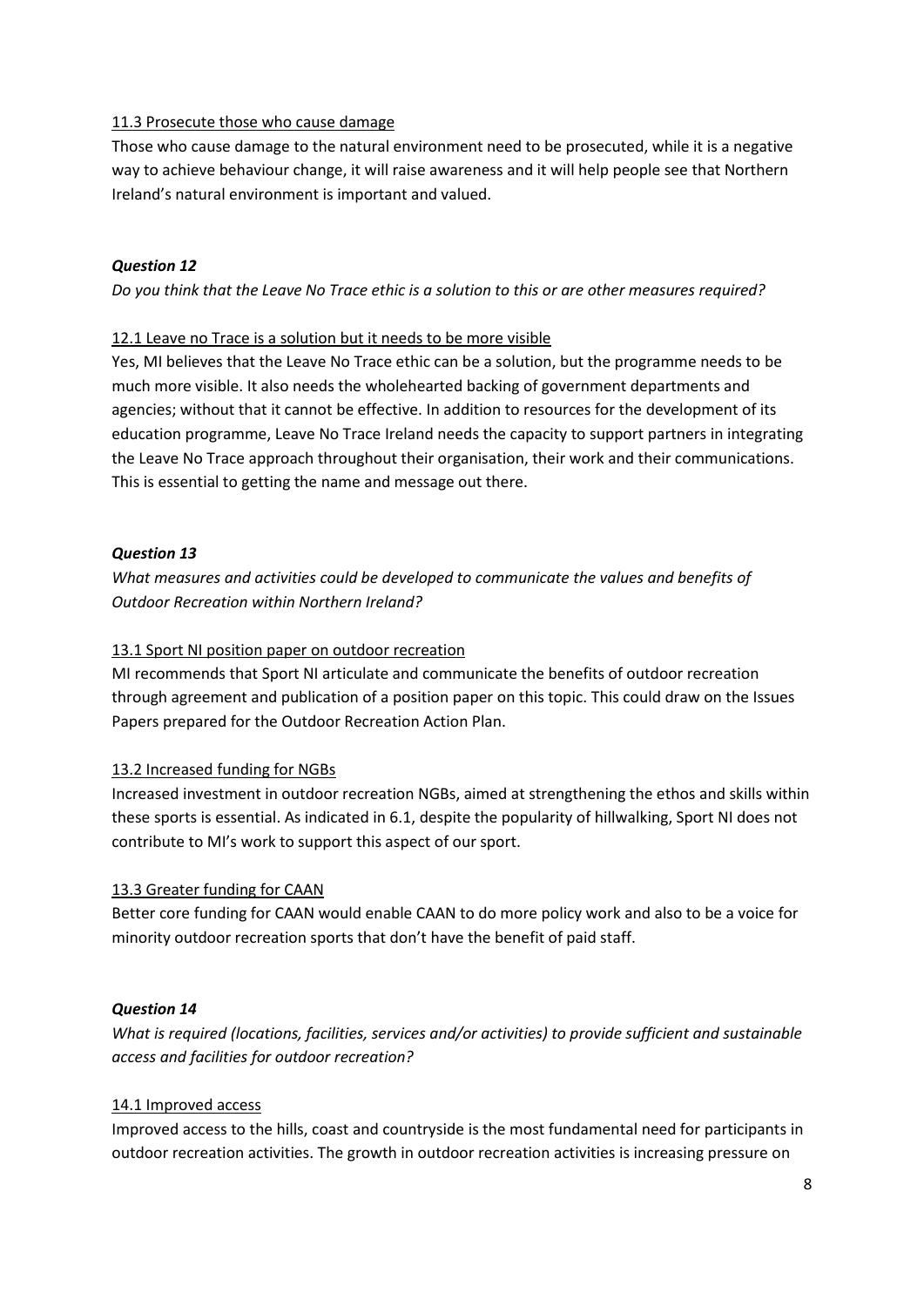11.3 Prosecute those who cause damage

Those who cause damage to the natural environment need to be prosecuted, while it is a negative way to achieve behaviour change, it will raise awareness and it will help people see that Northern Ireland's natural environment is important and valued.

***Question 12***

*Do you think that the Leave No Trace ethic is a solution to this or are other measures required?*

12.1 Leave no Trace is a solution but it needs to be more visible

Yes, MI believes that the Leave No Trace ethic can be a solution, but the programme needs to be much more visible. It also needs the wholehearted backing of government departments and agencies; without that it cannot be effective. In addition to resources for the development of its education programme, Leave No Trace Ireland needs the capacity to support partners in integrating the Leave No Trace approach throughout their organisation, their work and their communications. This is essential to getting the name and message out there.

***Question 13***

*What measures and activities could be developed to communicate the values and benefits of Outdoor Recreation within Northern Ireland?*

13.1 Sport NI position paper on outdoor recreation

MI recommends that Sport NI articulate and communicate the benefits of outdoor recreation through agreement and publication of a position paper on this topic. This could draw on the Issues Papers prepared for the Outdoor Recreation Action Plan.

13.2 Increased funding for NGBs

Increased investment in outdoor recreation NGBs, aimed at strengthening the ethos and skills within these sports is essential. As indicated in 6.1, despite the popularity of hillwalking, Sport NI does not contribute to MI's work to support this aspect of our sport.

13.3 Greater funding for CAAN

Better core funding for CAAN would enable CAAN to do more policy work and also to be a voice for minority outdoor recreation sports that don't have the benefit of paid staff.

***Question 14***

*What is required (locations, facilities, services and/or activities) to provide sufficient and sustainable access and facilities for outdoor recreation?*

14.1 Improved access

Improved access to the hills, coast and countryside is the most fundamental need for participants in outdoor recreation activities. The growth in outdoor recreation activities is increasing pressure on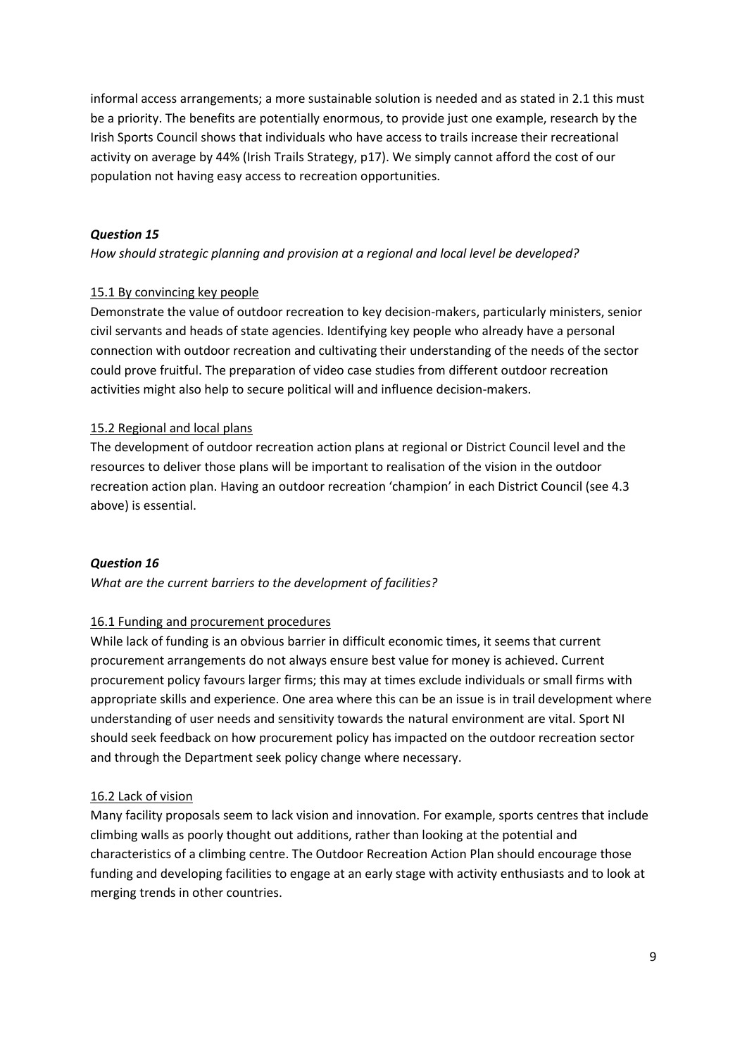informal access arrangements; a more sustainable solution is needed and as stated in 2.1 this must be a priority. The benefits are potentially enormous, to provide just one example, research by the Irish Sports Council shows that individuals who have access to trails increase their recreational activity on average by 44% (Irish Trails Strategy, p17). We simply cannot afford the cost of our population not having easy access to recreation opportunities.

### *Question 15*

*How should strategic planning and provision at a regional and local level be developed?*

15.1 By convincing key people

Demonstrate the value of outdoor recreation to key decision-makers, particularly ministers, senior civil servants and heads of state agencies. Identifying key people who already have a personal connection with outdoor recreation and cultivating their understanding of the needs of the sector could prove fruitful. The preparation of video case studies from different outdoor recreation activities might also help to secure political will and influence decision-makers.

15.2 Regional and local plans

The development of outdoor recreation action plans at regional or District Council level and the resources to deliver those plans will be important to realisation of the vision in the outdoor recreation action plan. Having an outdoor recreation 'champion' in each District Council (see 4.3 above) is essential.

### *Question 16*

*What are the current barriers to the development of facilities?*

16.1 Funding and procurement procedures

While lack of funding is an obvious barrier in difficult economic times, it seems that current procurement arrangements do not always ensure best value for money is achieved. Current procurement policy favours larger firms; this may at times exclude individuals or small firms with appropriate skills and experience. One area where this can be an issue is in trail development where understanding of user needs and sensitivity towards the natural environment are vital. Sport NI should seek feedback on how procurement policy has impacted on the outdoor recreation sector and through the Department seek policy change where necessary.

16.2 Lack of vision

Many facility proposals seem to lack vision and innovation. For example, sports centres that include climbing walls as poorly thought out additions, rather than looking at the potential and characteristics of a climbing centre. The Outdoor Recreation Action Plan should encourage those funding and developing facilities to engage at an early stage with activity enthusiasts and to look at merging trends in other countries.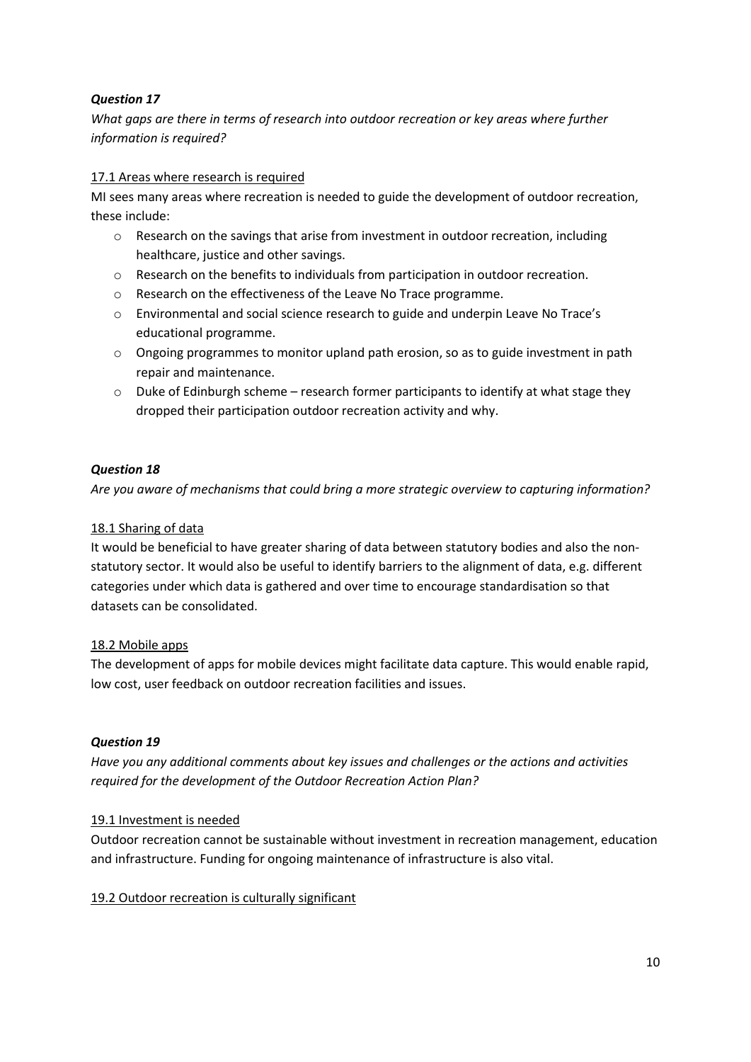***Question 17***

*What gaps are there in terms of research into outdoor recreation or key areas where further information is required?*

17.1 Areas where research is required

MI sees many areas where recreation is needed to guide the development of outdoor recreation, these include:

- Research on the savings that arise from investment in outdoor recreation, including healthcare, justice and other savings.
- Research on the benefits to individuals from participation in outdoor recreation.
- Research on the effectiveness of the Leave No Trace programme.
- Environmental and social science research to guide and underpin Leave No Trace's educational programme.
- Ongoing programmes to monitor upland path erosion, so as to guide investment in path repair and maintenance.
- Duke of Edinburgh scheme – research former participants to identify at what stage they dropped their participation outdoor recreation activity and why.

***Question 18***

*Are you aware of mechanisms that could bring a more strategic overview to capturing information?*

18.1 Sharing of data

It would be beneficial to have greater sharing of data between statutory bodies and also the non-statutory sector. It would also be useful to identify barriers to the alignment of data, e.g. different categories under which data is gathered and over time to encourage standardisation so that datasets can be consolidated.

18.2 Mobile apps

The development of apps for mobile devices might facilitate data capture. This would enable rapid, low cost, user feedback on outdoor recreation facilities and issues.

***Question 19***

*Have you any additional comments about key issues and challenges or the actions and activities required for the development of the Outdoor Recreation Action Plan?*

19.1 Investment is needed

Outdoor recreation cannot be sustainable without investment in recreation management, education and infrastructure. Funding for ongoing maintenance of infrastructure is also vital.

19.2 Outdoor recreation is culturally significant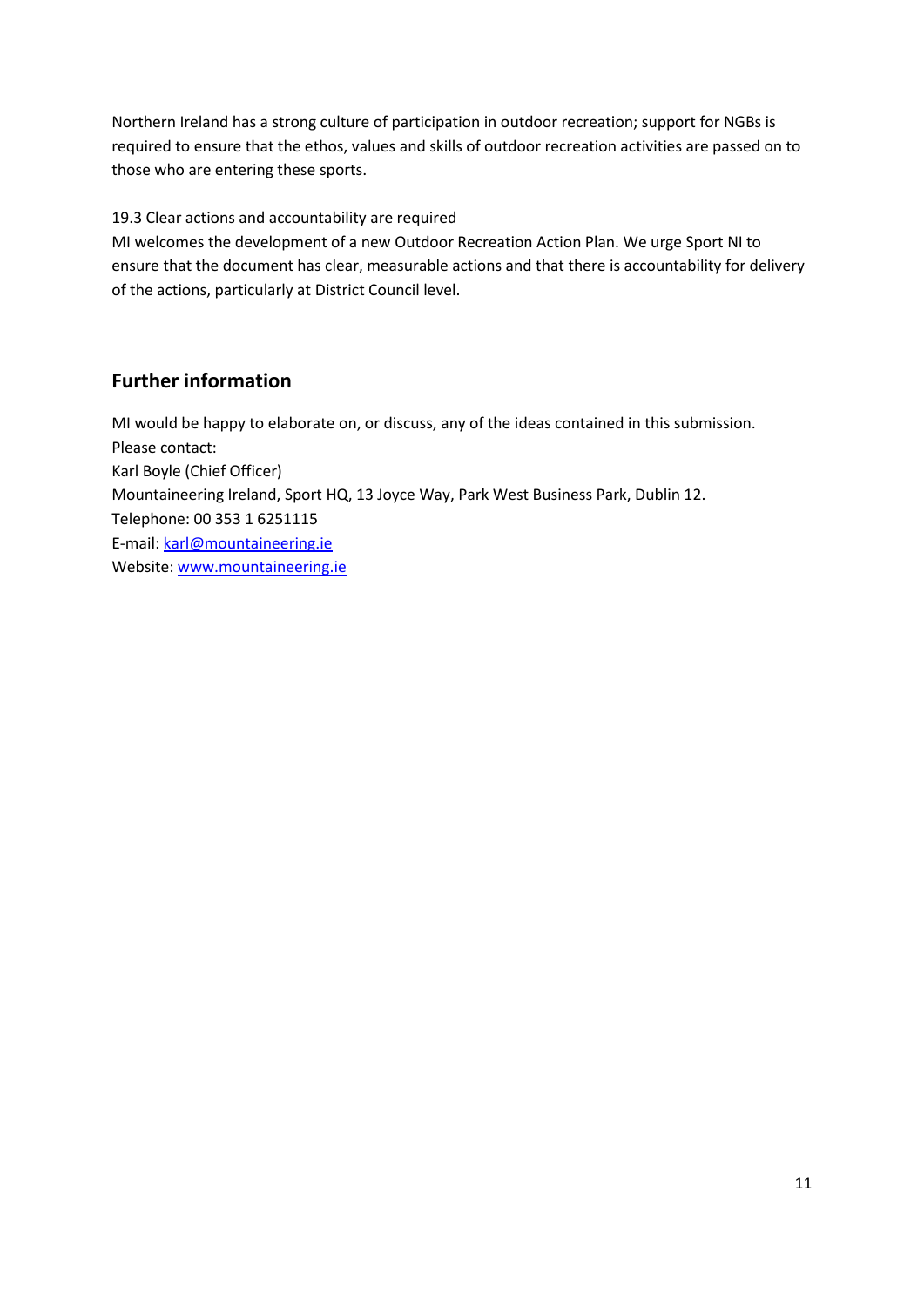Northern Ireland has a strong culture of participation in outdoor recreation; support for NGBs is required to ensure that the ethos, values and skills of outdoor recreation activities are passed on to those who are entering these sports.

<u>19.3 Clear actions and accountability are required</u>

MI welcomes the development of a new Outdoor Recreation Action Plan. We urge Sport NI to ensure that the document has clear, measurable actions and that there is accountability for delivery of the actions, particularly at District Council level.

## Further information

MI would be happy to elaborate on, or discuss, any of the ideas contained in this submission.
Please contact:
Karl Boyle (Chief Officer)
Mountaineering Ireland, Sport HQ, 13 Joyce Way, Park West Business Park, Dublin 12.
Telephone: 00 353 1 6251115
E-mail: [karl@mountaineering.ie](mailto:karl@mountaineering.ie)
Website: [www.mountaineering.ie](http://www.mountaineering.ie)